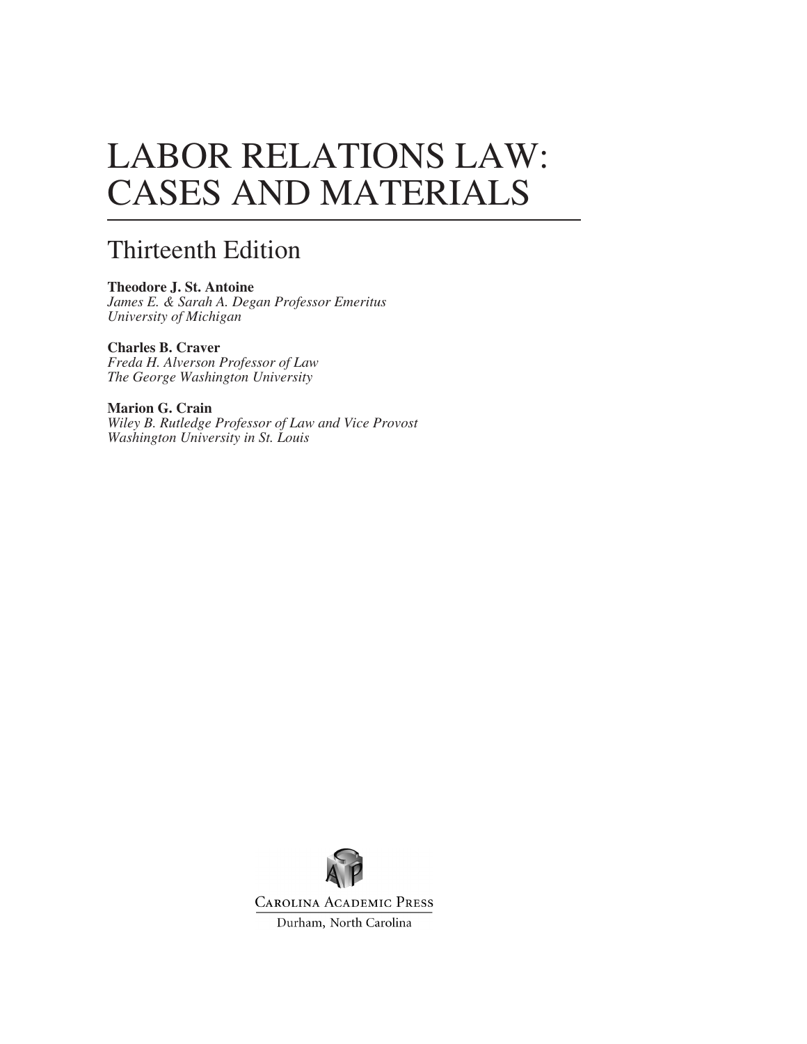# LABOR RELATIONS LAW: CASES AND MATERIALS

## Thirteenth Edition

**Theodore J. St. Antoine**
*James E. & Sarah A. Degan Professor Emeritus*
*University of Michigan*

**Charles B. Craver**
*Freda H. Alverson Professor of Law*
*The George Washington University*

**Marion G. Crain**
*Wiley B. Rutledge Professor of Law and Vice Provost*
*Washington University in St. Louis*

Carolina Academic Press
Durham, North Carolina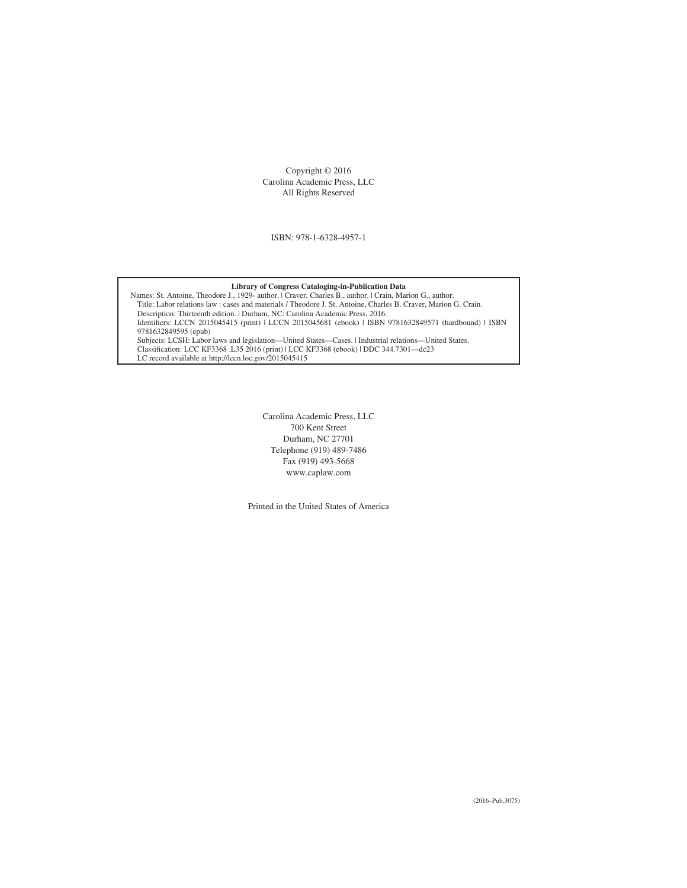Copyright © 2016
Carolina Academic Press, LLC
All Rights Reserved

ISBN: 978-1-6328-4957-1

**Library of Congress Cataloging-in-Publication Data**

Names: St. Antoine, Theodore J., 1929- author. | Craver, Charles B., author. | Crain, Marion G., author.
Title: Labor relations law : cases and materials / Theodore J. St. Antoine, Charles B. Craver, Marion G. Crain.
Description: Thirteenth edition. | Durham, NC: Carolina Academic Press, 2016.
Identifiers: LCCN 2015045415 (print) | LCCN 2015045681 (ebook) | ISBN 9781632849571 (hardbound) | ISBN 9781632849595 (epub)
Subjects: LCSH: Labor laws and legislation—United States—Cases. | Industrial relations—United States.
Classification: LCC KF3368 .L35 2016 (print) | LCC KF3368 (ebook) | DDC 344.7301—dc23
LC record available at http://lccn.loc.gov/2015045415

Carolina Academic Press, LLC
700 Kent Street
Durham, NC 27701
Telephone (919) 489-7486
Fax (919) 493-5668
www.caplaw.com

Printed in the United States of America

(2016–Pub.3075)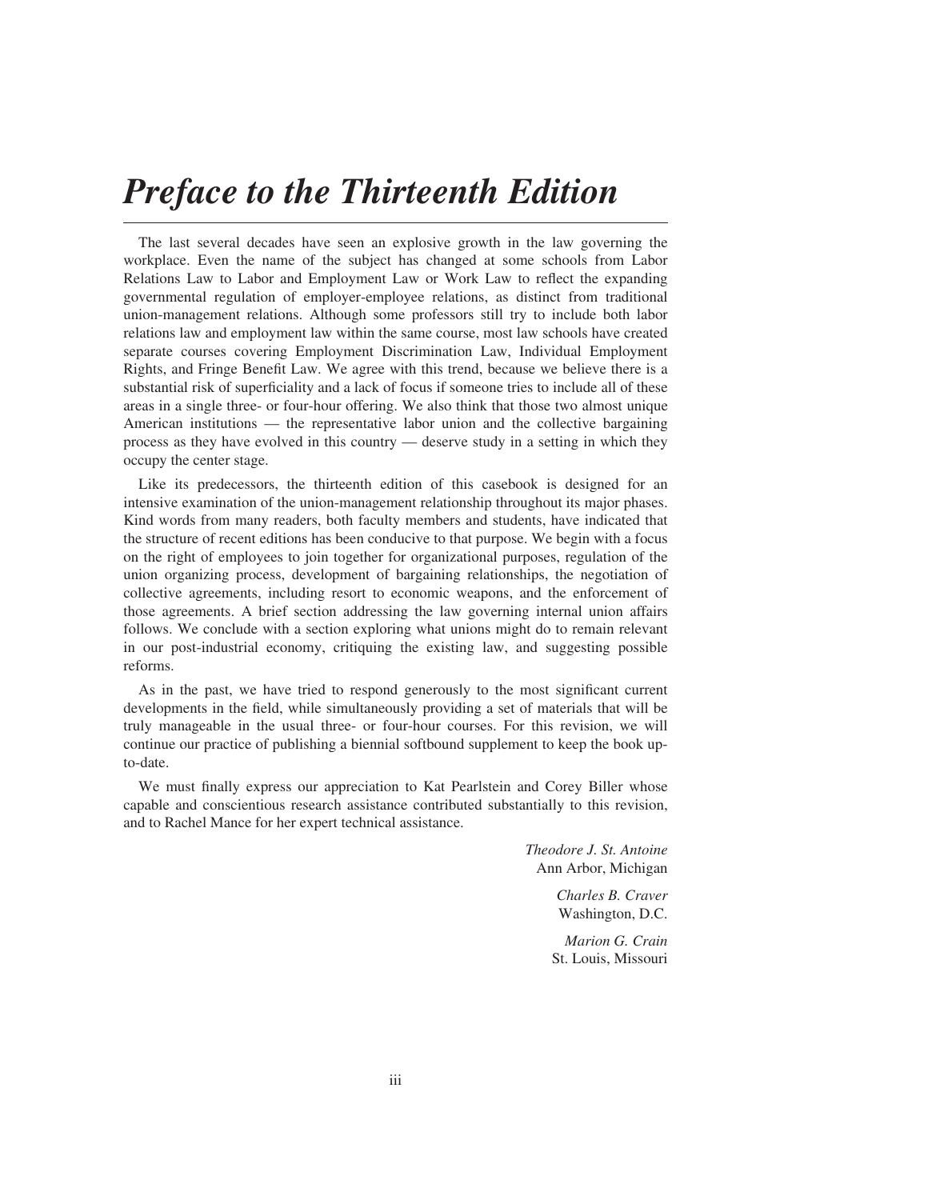# *Preface to the Thirteenth Edition*

The last several decades have seen an explosive growth in the law governing the workplace. Even the name of the subject has changed at some schools from Labor Relations Law to Labor and Employment Law or Work Law to reflect the expanding governmental regulation of employer-employee relations, as distinct from traditional union-management relations. Although some professors still try to include both labor relations law and employment law within the same course, most law schools have created separate courses covering Employment Discrimination Law, Individual Employment Rights, and Fringe Benefit Law. We agree with this trend, because we believe there is a substantial risk of superficiality and a lack of focus if someone tries to include all of these areas in a single three- or four-hour offering. We also think that those two almost unique American institutions — the representative labor union and the collective bargaining process as they have evolved in this country — deserve study in a setting in which they occupy the center stage.

Like its predecessors, the thirteenth edition of this casebook is designed for an intensive examination of the union-management relationship throughout its major phases. Kind words from many readers, both faculty members and students, have indicated that the structure of recent editions has been conducive to that purpose. We begin with a focus on the right of employees to join together for organizational purposes, regulation of the union organizing process, development of bargaining relationships, the negotiation of collective agreements, including resort to economic weapons, and the enforcement of those agreements. A brief section addressing the law governing internal union affairs follows. We conclude with a section exploring what unions might do to remain relevant in our post-industrial economy, critiquing the existing law, and suggesting possible reforms.

As in the past, we have tried to respond generously to the most significant current developments in the field, while simultaneously providing a set of materials that will be truly manageable in the usual three- or four-hour courses. For this revision, we will continue our practice of publishing a biennial softbound supplement to keep the book up-to-date.

We must finally express our appreciation to Kat Pearlstein and Corey Biller whose capable and conscientious research assistance contributed substantially to this revision, and to Rachel Mance for her expert technical assistance.

*Theodore J. St. Antoine*
Ann Arbor, Michigan

*Charles B. Craver*
Washington, D.C.

*Marion G. Crain*
St. Louis, Missouri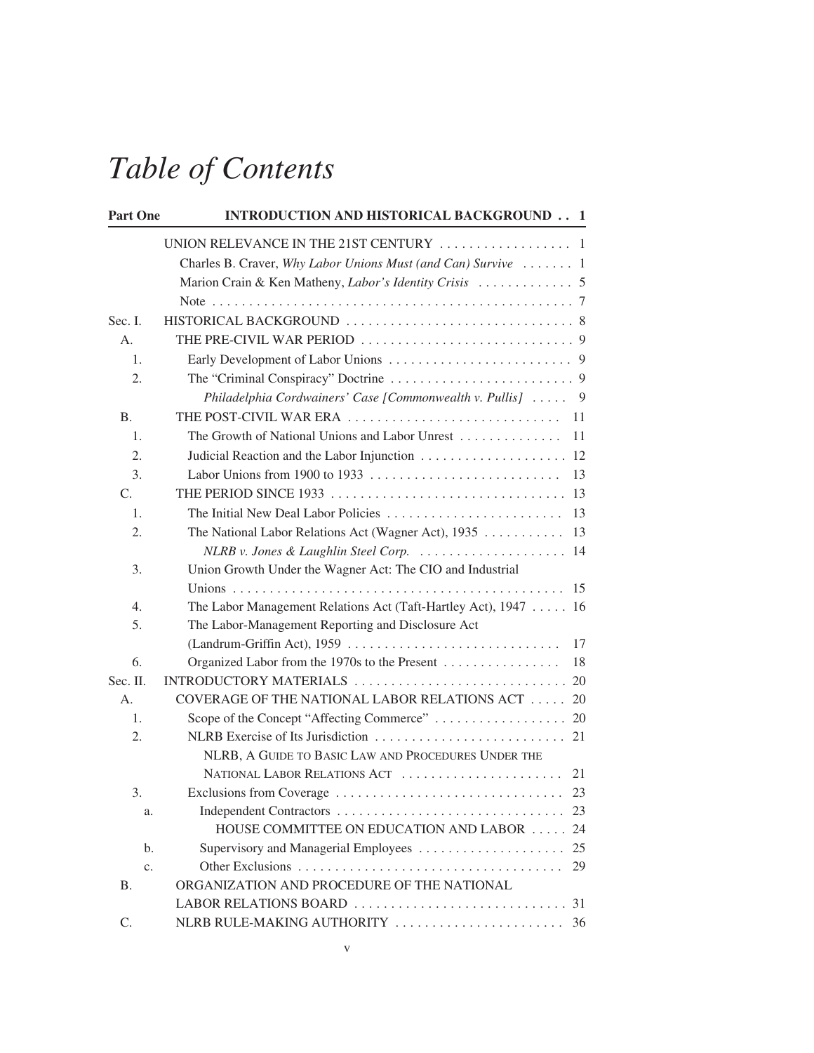# Table of Contents

| | | |
|---|---|---|
| **Part One** | **INTRODUCTION AND HISTORICAL BACKGROUND** | **1** |
| | UNION RELEVANCE IN THE 21ST CENTURY | 1 |
| | Charles B. Craver, *Why Labor Unions Must (and Can) Survive* | 1 |
| | Marion Crain & Ken Matheny, *Labor's Identity Crisis* | 5 |
| | Note | 7 |
| Sec. I. | HISTORICAL BACKGROUND | 8 |
| A. | THE PRE-CIVIL WAR PERIOD | 9 |
| 1. | Early Development of Labor Unions | 9 |
| 2. | The "Criminal Conspiracy" Doctrine | 9 |
| | *Philadelphia Cordwainers' Case [Commonwealth v. Pullis]* | 9 |
| B. | THE POST-CIVIL WAR ERA | 11 |
| 1. | The Growth of National Unions and Labor Unrest | 11 |
| 2. | Judicial Reaction and the Labor Injunction | 12 |
| 3. | Labor Unions from 1900 to 1933 | 13 |
| C. | THE PERIOD SINCE 1933 | 13 |
| 1. | The Initial New Deal Labor Policies | 13 |
| 2. | The National Labor Relations Act (Wagner Act), 1935 | 13 |
| | *NLRB v. Jones & Laughlin Steel Corp.* | 14 |
| 3. | Union Growth Under the Wagner Act: The CIO and Industrial Unions | 15 |
| 4. | The Labor Management Relations Act (Taft-Hartley Act), 1947 | 16 |
| 5. | The Labor-Management Reporting and Disclosure Act (Landrum-Griffin Act), 1959 | 17 |
| 6. | Organized Labor from the 1970s to the Present | 18 |
| Sec. II. | INTRODUCTORY MATERIALS | 20 |
| A. | COVERAGE OF THE NATIONAL LABOR RELATIONS ACT | 20 |
| 1. | Scope of the Concept "Affecting Commerce" | 20 |
| 2. | NLRB Exercise of Its Jurisdiction | 21 |
| | NLRB, A GUIDE TO BASIC LAW AND PROCEDURES UNDER THE NATIONAL LABOR RELATIONS ACT | 21 |
| 3. | Exclusions from Coverage | 23 |
| a. | Independent Contractors | 23 |
| | HOUSE COMMITTEE ON EDUCATION AND LABOR | 24 |
| b. | Supervisory and Managerial Employees | 25 |
| c. | Other Exclusions | 29 |
| B. | ORGANIZATION AND PROCEDURE OF THE NATIONAL LABOR RELATIONS BOARD | 31 |
| C. | NLRB RULE-MAKING AUTHORITY | 36 |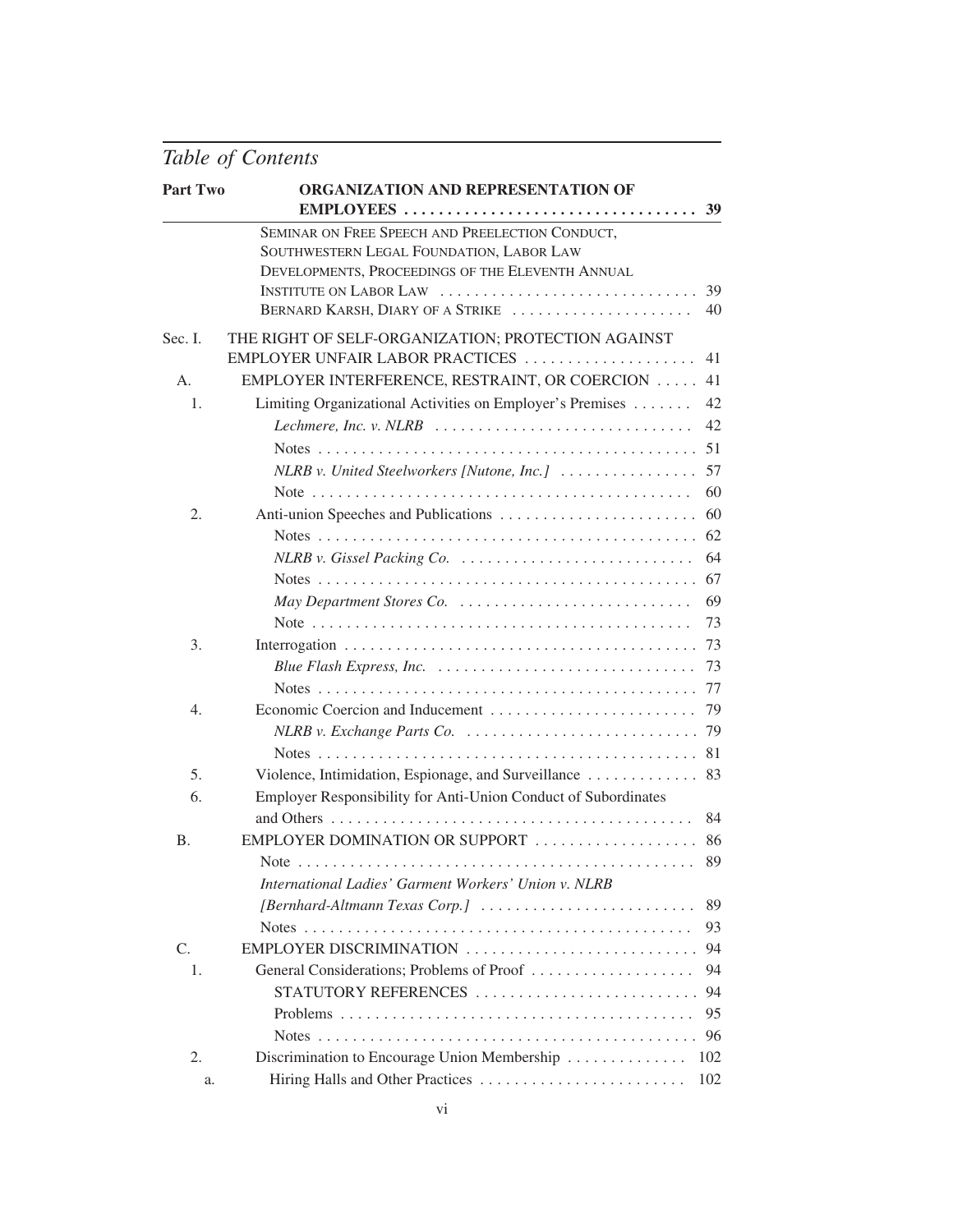## Table of Contents

**Part Two — ORGANIZATION AND REPRESENTATION OF EMPLOYEES** ..... 39

- SEMINAR ON FREE SPEECH AND PREELECTION CONDUCT, SOUTHWESTERN LEGAL FOUNDATION, LABOR LAW DEVELOPMENTS, PROCEEDINGS OF THE ELEVENTH ANNUAL INSTITUTE ON LABOR LAW ..... 39
- BERNARD KARSH, DIARY OF A STRIKE ..... 40

Sec. I. THE RIGHT OF SELF-ORGANIZATION; PROTECTION AGAINST EMPLOYER UNFAIR LABOR PRACTICES ..... 41

- A. EMPLOYER INTERFERENCE, RESTRAINT, OR COERCION ..... 41
  - 1. Limiting Organizational Activities on Employer's Premises ..... 42
    - *Lechmere, Inc. v. NLRB* ..... 42
    - Notes ..... 51
    - *NLRB v. United Steelworkers [Nutone, Inc.]* ..... 57
    - Note ..... 60
  - 2. Anti-union Speeches and Publications ..... 60
    - Notes ..... 62
    - *NLRB v. Gissel Packing Co.* ..... 64
    - Notes ..... 67
    - *May Department Stores Co.* ..... 69
    - Note ..... 73
  - 3. Interrogation ..... 73
    - *Blue Flash Express, Inc.* ..... 73
    - Notes ..... 77
  - 4. Economic Coercion and Inducement ..... 79
    - *NLRB v. Exchange Parts Co.* ..... 79
    - Notes ..... 81
  - 5. Violence, Intimidation, Espionage, and Surveillance ..... 83
  - 6. Employer Responsibility for Anti-Union Conduct of Subordinates and Others ..... 84
- B. EMPLOYER DOMINATION OR SUPPORT ..... 86
  - Note ..... 89
  - *International Ladies' Garment Workers' Union v. NLRB [Bernhard-Altmann Texas Corp.]* ..... 89
  - Notes ..... 93
- C. EMPLOYER DISCRIMINATION ..... 94
  - 1. General Considerations; Problems of Proof ..... 94
    - STATUTORY REFERENCES ..... 94
    - Problems ..... 95
    - Notes ..... 96
  - 2. Discrimination to Encourage Union Membership ..... 102
    - a. Hiring Halls and Other Practices ..... 102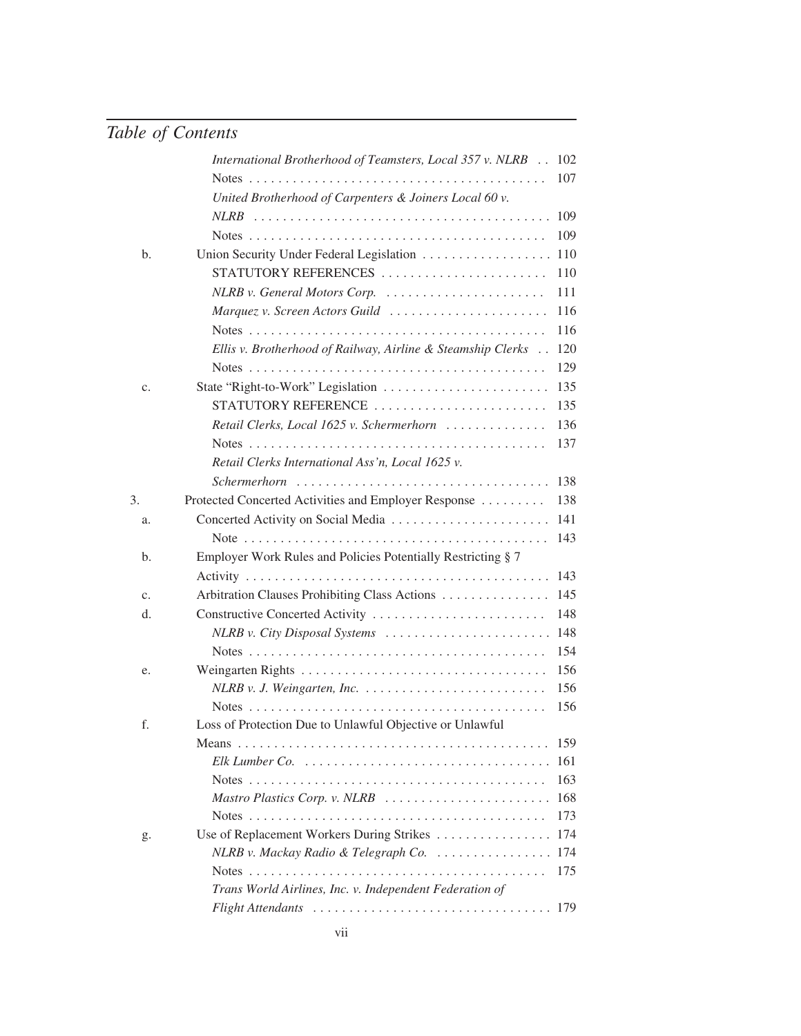## Table of Contents

*International Brotherhood of Teamsters, Local 357 v. NLRB* . . 102

Notes . . . 107

*United Brotherhood of Carpenters & Joiners Local 60 v. NLRB* . . . 109

Notes . . . 109

b. Union Security Under Federal Legislation . . . 110

STATUTORY REFERENCES . . . 110

*NLRB v. General Motors Corp.* . . . 111

*Marquez v. Screen Actors Guild* . . . 116

Notes . . . 116

*Ellis v. Brotherhood of Railway, Airline & Steamship Clerks* . . 120

Notes . . . 129

c. State "Right-to-Work" Legislation . . . 135

STATUTORY REFERENCE . . . 135

*Retail Clerks, Local 1625 v. Schermerhorn* . . . 136

Notes . . . 137

*Retail Clerks International Ass'n, Local 1625 v. Schermerhorn* . . . 138

3. Protected Concerted Activities and Employer Response . . . 138

a. Concerted Activity on Social Media . . . 141

Note . . . 143

b. Employer Work Rules and Policies Potentially Restricting § 7 Activity . . . 143

c. Arbitration Clauses Prohibiting Class Actions . . . 145

d. Constructive Concerted Activity . . . 148

*NLRB v. City Disposal Systems* . . . 148

Notes . . . 154

e. Weingarten Rights . . . 156

*NLRB v. J. Weingarten, Inc.* . . . 156

Notes . . . 156

f. Loss of Protection Due to Unlawful Objective or Unlawful Means . . . 159

*Elk Lumber Co.* . . . 161

Notes . . . 163

*Mastro Plastics Corp. v. NLRB* . . . 168

Notes . . . 173

g. Use of Replacement Workers During Strikes . . . 174

*NLRB v. Mackay Radio & Telegraph Co.* . . . 174

Notes . . . 175

*Trans World Airlines, Inc. v. Independent Federation of Flight Attendants* . . . 179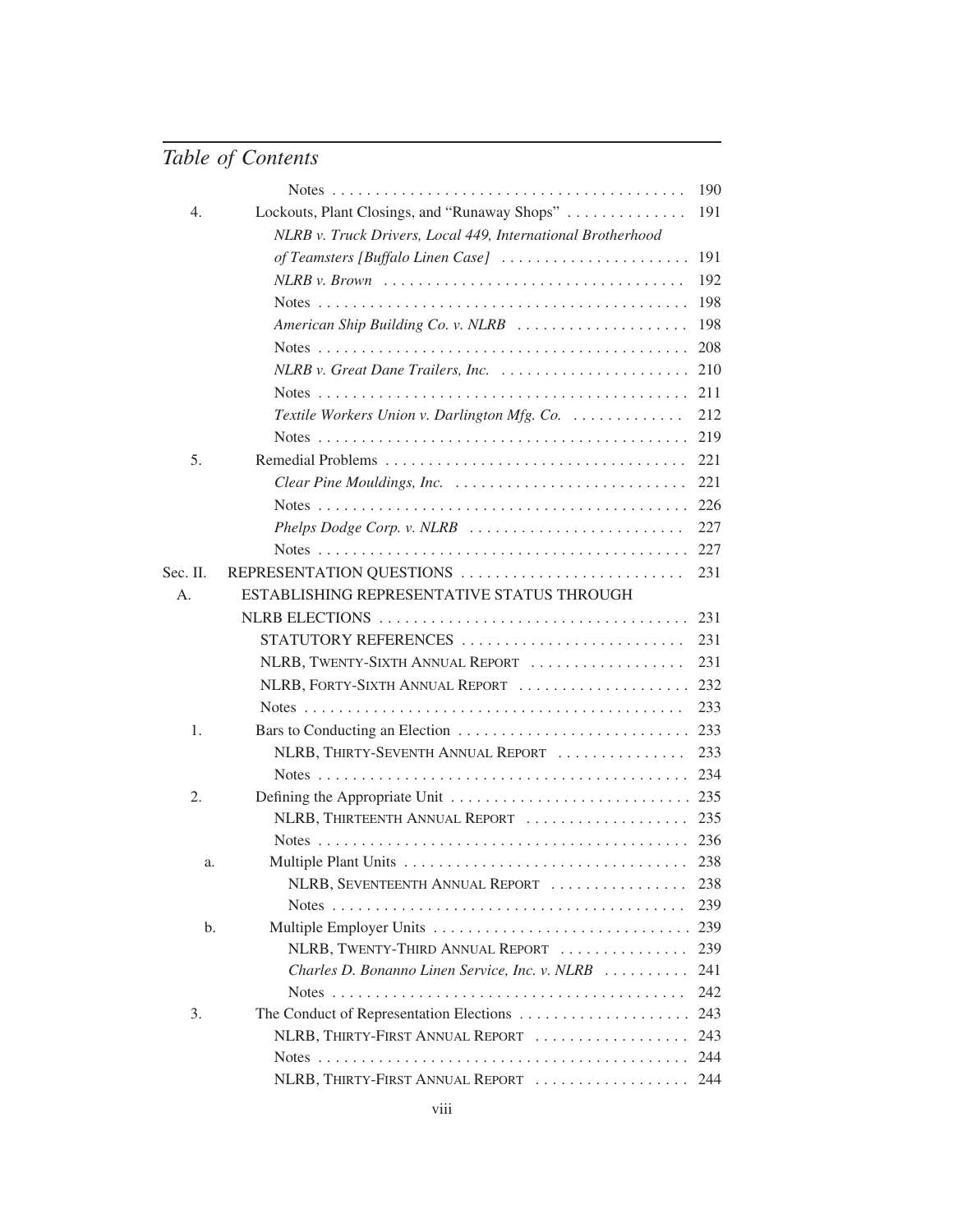## Table of Contents

| | | |
|---|---|---|
| | Notes | 190 |
| 4. | Lockouts, Plant Closings, and "Runaway Shops" | 191 |
| | *NLRB v. Truck Drivers, Local 449, International Brotherhood of Teamsters [Buffalo Linen Case]* | 191 |
| | *NLRB v. Brown* | 192 |
| | Notes | 198 |
| | *American Ship Building Co. v. NLRB* | 198 |
| | Notes | 208 |
| | *NLRB v. Great Dane Trailers, Inc.* | 210 |
| | Notes | 211 |
| | *Textile Workers Union v. Darlington Mfg. Co.* | 212 |
| | Notes | 219 |
| 5. | Remedial Problems | 221 |
| | *Clear Pine Mouldings, Inc.* | 221 |
| | Notes | 226 |
| | *Phelps Dodge Corp. v. NLRB* | 227 |
| | Notes | 227 |
| Sec. II. | REPRESENTATION QUESTIONS | 231 |
| A. | ESTABLISHING REPRESENTATIVE STATUS THROUGH NLRB ELECTIONS | 231 |
| | STATUTORY REFERENCES | 231 |
| | NLRB, TWENTY-SIXTH ANNUAL REPORT | 231 |
| | NLRB, FORTY-SIXTH ANNUAL REPORT | 232 |
| | Notes | 233 |
| 1. | Bars to Conducting an Election | 233 |
| | NLRB, THIRTY-SEVENTH ANNUAL REPORT | 233 |
| | Notes | 234 |
| 2. | Defining the Appropriate Unit | 235 |
| | NLRB, THIRTEENTH ANNUAL REPORT | 235 |
| | Notes | 236 |
| a. | Multiple Plant Units | 238 |
| | NLRB, SEVENTEENTH ANNUAL REPORT | 238 |
| | Notes | 239 |
| b. | Multiple Employer Units | 239 |
| | NLRB, TWENTY-THIRD ANNUAL REPORT | 239 |
| | *Charles D. Bonanno Linen Service, Inc. v. NLRB* | 241 |
| | Notes | 242 |
| 3. | The Conduct of Representation Elections | 243 |
| | NLRB, THIRTY-FIRST ANNUAL REPORT | 243 |
| | Notes | 244 |
| | NLRB, THIRTY-FIRST ANNUAL REPORT | 244 |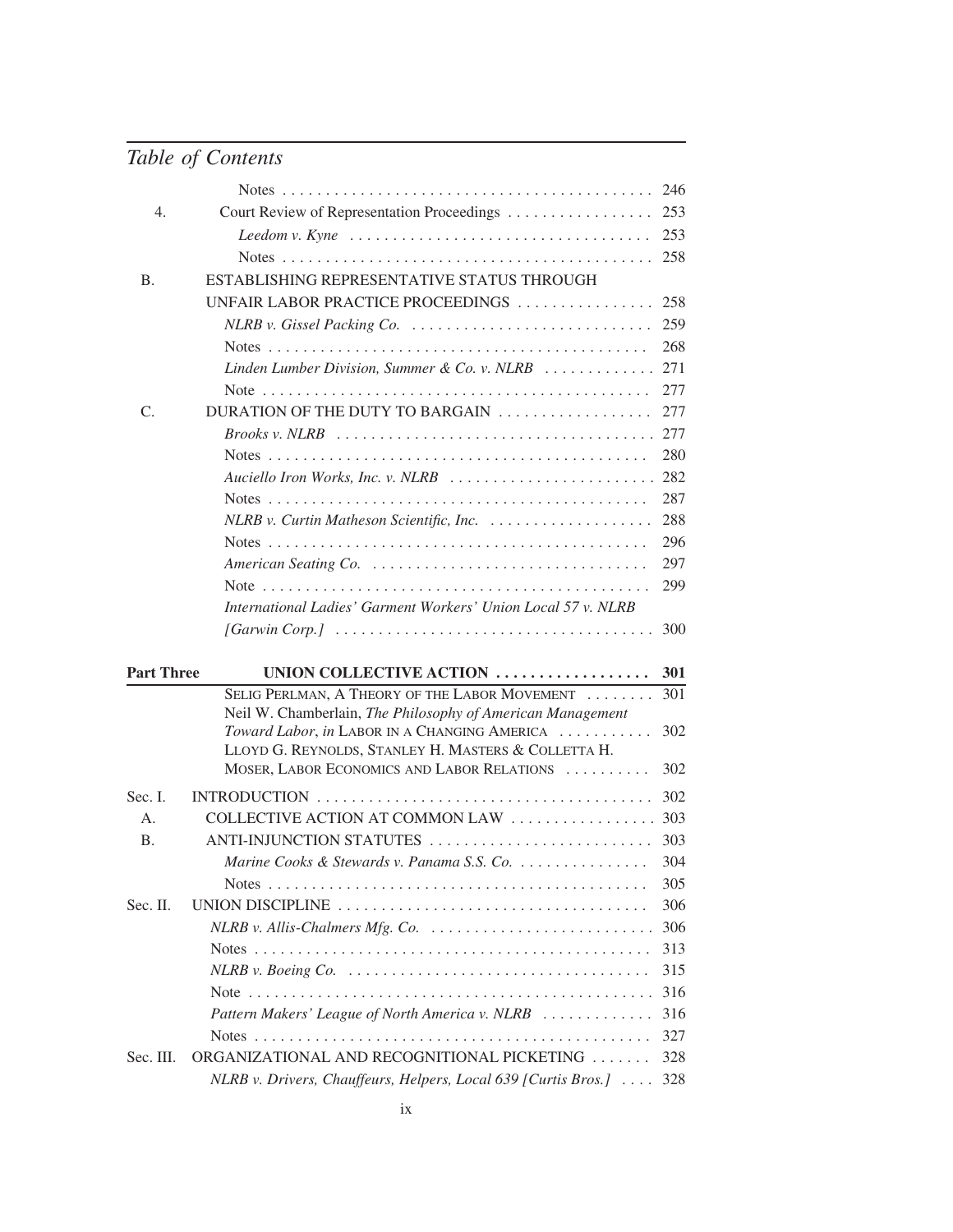## Table of Contents

| | | |
|---|---|---|
| | Notes | 246 |
| 4. | Court Review of Representation Proceedings | 253 |
| | *Leedom v. Kyne* | 253 |
| | Notes | 258 |
| B. | ESTABLISHING REPRESENTATIVE STATUS THROUGH UNFAIR LABOR PRACTICE PROCEEDINGS | 258 |
| | *NLRB v. Gissel Packing Co.* | 259 |
| | Notes | 268 |
| | *Linden Lumber Division, Summer & Co. v. NLRB* | 271 |
| | Note | 277 |
| C. | DURATION OF THE DUTY TO BARGAIN | 277 |
| | *Brooks v. NLRB* | 277 |
| | Notes | 280 |
| | *Auciello Iron Works, Inc. v. NLRB* | 282 |
| | Notes | 287 |
| | *NLRB v. Curtin Matheson Scientific, Inc.* | 288 |
| | Notes | 296 |
| | *American Seating Co.* | 297 |
| | Note | 299 |
| | *International Ladies' Garment Workers' Union Local 57 v. NLRB [Garwin Corp.]* | 300 |
| **Part Three** | **UNION COLLECTIVE ACTION** | **301** |
| | SELIG PERLMAN, A THEORY OF THE LABOR MOVEMENT | 301 |
| | Neil W. Chamberlain, *The Philosophy of American Management Toward Labor*, *in* LABOR IN A CHANGING AMERICA | 302 |
| | LLOYD G. REYNOLDS, STANLEY H. MASTERS & COLLETTA H. MOSER, LABOR ECONOMICS AND LABOR RELATIONS | 302 |
| Sec. I. | INTRODUCTION | 302 |
| A. | COLLECTIVE ACTION AT COMMON LAW | 303 |
| B. | ANTI-INJUNCTION STATUTES | 303 |
| | *Marine Cooks & Stewards v. Panama S.S. Co.* | 304 |
| | Notes | 305 |
| Sec. II. | UNION DISCIPLINE | 306 |
| | *NLRB v. Allis-Chalmers Mfg. Co.* | 306 |
| | Notes | 313 |
| | *NLRB v. Boeing Co.* | 315 |
| | Note | 316 |
| | *Pattern Makers' League of North America v. NLRB* | 316 |
| | Notes | 327 |
| Sec. III. | ORGANIZATIONAL AND RECOGNITIONAL PICKETING | 328 |
| | *NLRB v. Drivers, Chauffeurs, Helpers, Local 639 [Curtis Bros.]* | 328 |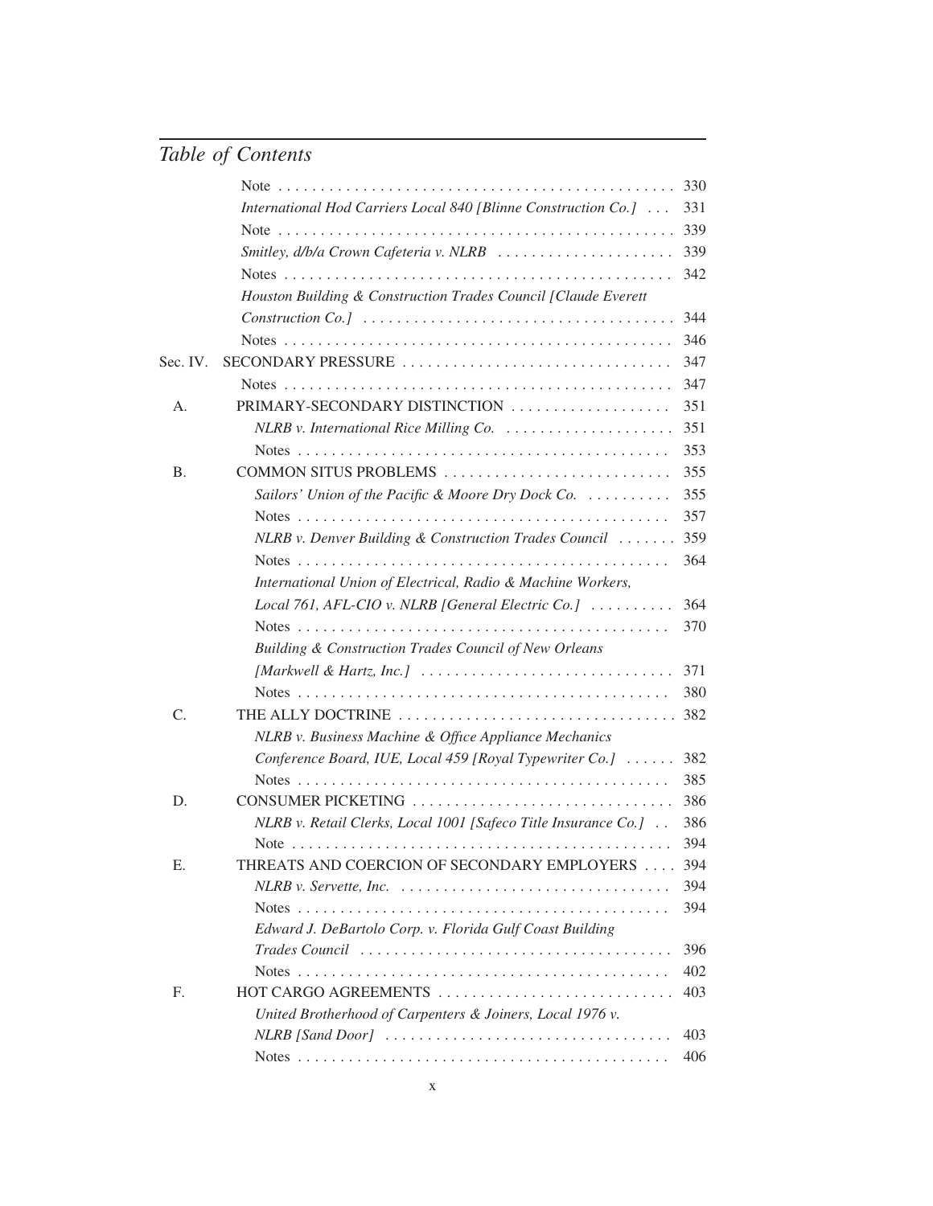## Table of Contents

| | | |
|---|---|---|
| | Note | 330 |
| | *International Hod Carriers Local 840 [Blinne Construction Co.]* | 331 |
| | Note | 339 |
| | *Smitley, d/b/a Crown Cafeteria v. NLRB* | 339 |
| | Notes | 342 |
| | *Houston Building & Construction Trades Council [Claude Everett Construction Co.]* | 344 |
| | Notes | 346 |
| Sec. IV. | SECONDARY PRESSURE | 347 |
| | Notes | 347 |
| A. | PRIMARY-SECONDARY DISTINCTION | 351 |
| | *NLRB v. International Rice Milling Co.* | 351 |
| | Notes | 353 |
| B. | COMMON SITUS PROBLEMS | 355 |
| | *Sailors' Union of the Pacific & Moore Dry Dock Co.* | 355 |
| | Notes | 357 |
| | *NLRB v. Denver Building & Construction Trades Council* | 359 |
| | Notes | 364 |
| | *International Union of Electrical, Radio & Machine Workers, Local 761, AFL-CIO v. NLRB [General Electric Co.]* | 364 |
| | Notes | 370 |
| | *Building & Construction Trades Council of New Orleans [Markwell & Hartz, Inc.]* | 371 |
| | Notes | 380 |
| C. | THE ALLY DOCTRINE | 382 |
| | *NLRB v. Business Machine & Office Appliance Mechanics Conference Board, IUE, Local 459 [Royal Typewriter Co.]* | 382 |
| | Notes | 385 |
| D. | CONSUMER PICKETING | 386 |
| | *NLRB v. Retail Clerks, Local 1001 [Safeco Title Insurance Co.]* | 386 |
| | Note | 394 |
| E. | THREATS AND COERCION OF SECONDARY EMPLOYERS | 394 |
| | *NLRB v. Servette, Inc.* | 394 |
| | Notes | 394 |
| | *Edward J. DeBartolo Corp. v. Florida Gulf Coast Building Trades Council* | 396 |
| | Notes | 402 |
| F. | HOT CARGO AGREEMENTS | 403 |
| | *United Brotherhood of Carpenters & Joiners, Local 1976 v. NLRB [Sand Door]* | 403 |
| | Notes | 406 |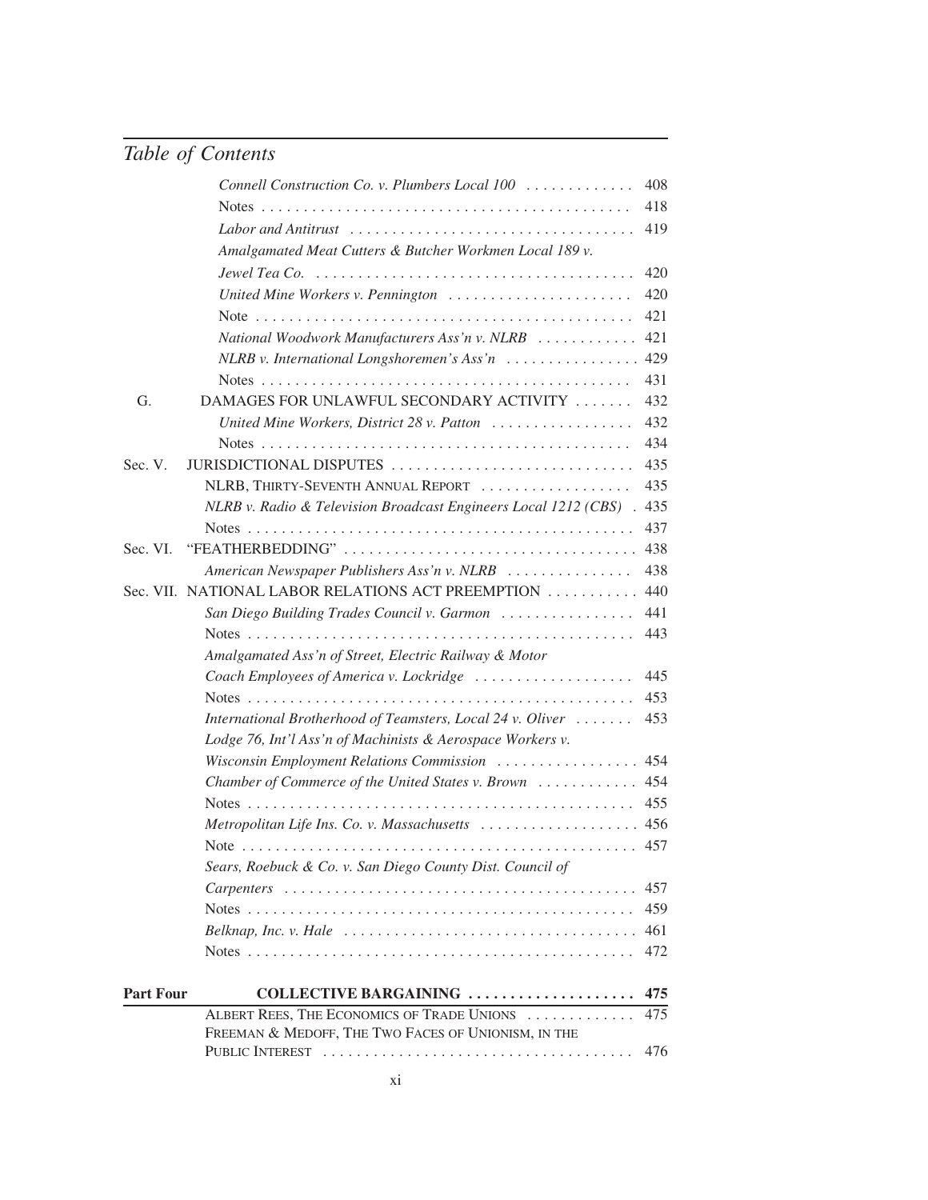## Table of Contents

*Connell Construction Co. v. Plumbers Local 100* . . . . . . . . . . . . . 408
Notes . . . . . . . . . . . . . . . . . . . . . . . . . . . . . . . . . . . . . . . . . . . . 418
*Labor and Antitrust* . . . . . . . . . . . . . . . . . . . . . . . . . . . . . . . . . . 419
*Amalgamated Meat Cutters & Butcher Workmen Local 189 v. Jewel Tea Co.* . . . . . . . . . . . . . . . . . . . . . . . . . . . . . . . . . . . . . . 420
*United Mine Workers v. Pennington* . . . . . . . . . . . . . . . . . . . . . . 420
Note . . . . . . . . . . . . . . . . . . . . . . . . . . . . . . . . . . . . . . . . . . . . . 421
*National Woodwork Manufacturers Ass'n v. NLRB* . . . . . . . . . . . . 421
*NLRB v. International Longshoremen's Ass'n* . . . . . . . . . . . . . . . . 429
Notes . . . . . . . . . . . . . . . . . . . . . . . . . . . . . . . . . . . . . . . . . . . . 431

G. DAMAGES FOR UNLAWFUL SECONDARY ACTIVITY . . . . . . . 432
*United Mine Workers, District 28 v. Patton* . . . . . . . . . . . . . . . . . 432
Notes . . . . . . . . . . . . . . . . . . . . . . . . . . . . . . . . . . . . . . . . . . . . 434

Sec. V. JURISDICTIONAL DISPUTES . . . . . . . . . . . . . . . . . . . . . . . . . . . . 435
NLRB, THIRTY-SEVENTH ANNUAL REPORT . . . . . . . . . . . . . . . . . . 435
*NLRB v. Radio & Television Broadcast Engineers Local 1212 (CBS)* . 435
Notes . . . . . . . . . . . . . . . . . . . . . . . . . . . . . . . . . . . . . . . . . . . . . 437

Sec. VI. "FEATHERBEDDING" . . . . . . . . . . . . . . . . . . . . . . . . . . . . . . . . . 438
*American Newspaper Publishers Ass'n v. NLRB* . . . . . . . . . . . . . . . 438

Sec. VII. NATIONAL LABOR RELATIONS ACT PREEMPTION . . . . . . . . . . . 440
*San Diego Building Trades Council v. Garmon* . . . . . . . . . . . . . . . . 441
Notes . . . . . . . . . . . . . . . . . . . . . . . . . . . . . . . . . . . . . . . . . . . . . 443
*Amalgamated Ass'n of Street, Electric Railway & Motor Coach Employees of America v. Lockridge* . . . . . . . . . . . . . . . . . . . 445
Notes . . . . . . . . . . . . . . . . . . . . . . . . . . . . . . . . . . . . . . . . . . . . . 453
*International Brotherhood of Teamsters, Local 24 v. Oliver* . . . . . . . 453
*Lodge 76, Int'l Ass'n of Machinists & Aerospace Workers v. Wisconsin Employment Relations Commission* . . . . . . . . . . . . . . . . . 454
*Chamber of Commerce of the United States v. Brown* . . . . . . . . . . . . 454
Notes . . . . . . . . . . . . . . . . . . . . . . . . . . . . . . . . . . . . . . . . . . . . . 455
*Metropolitan Life Ins. Co. v. Massachusetts* . . . . . . . . . . . . . . . . . . . 456
Note . . . . . . . . . . . . . . . . . . . . . . . . . . . . . . . . . . . . . . . . . . . . . . 457
*Sears, Roebuck & Co. v. San Diego County Dist. Council of Carpenters* . . . . . . . . . . . . . . . . . . . . . . . . . . . . . . . . . . . . . . . . . 457
Notes . . . . . . . . . . . . . . . . . . . . . . . . . . . . . . . . . . . . . . . . . . . . . 459
*Belknap, Inc. v. Hale* . . . . . . . . . . . . . . . . . . . . . . . . . . . . . . . . . . 461
Notes . . . . . . . . . . . . . . . . . . . . . . . . . . . . . . . . . . . . . . . . . . . . . 472

**Part Four COLLECTIVE BARGAINING . . . . . . . . . . . . . . . . . . . . 475**

ALBERT REES, THE ECONOMICS OF TRADE UNIONS . . . . . . . . . . . . . 475
FREEMAN & MEDOFF, THE TWO FACES OF UNIONISM, IN THE PUBLIC INTEREST . . . . . . . . . . . . . . . . . . . . . . . . . . . . . . . . . . . . 476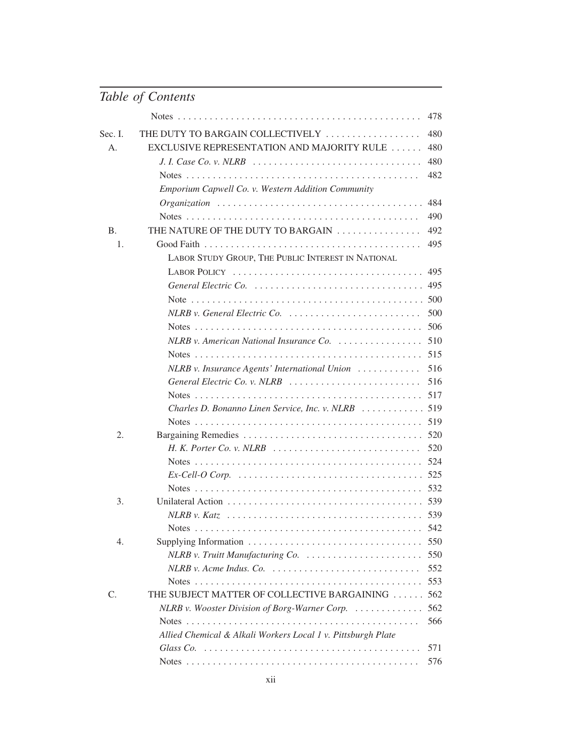## Table of Contents

| | | |
|---|---|---|
| | Notes | 478 |
| Sec. I. | THE DUTY TO BARGAIN COLLECTIVELY | 480 |
| A. | EXCLUSIVE REPRESENTATION AND MAJORITY RULE | 480 |
| | *J. I. Case Co. v. NLRB* | 480 |
| | Notes | 482 |
| | *Emporium Capwell Co. v. Western Addition Community Organization* | 484 |
| | Notes | 490 |
| B. | THE NATURE OF THE DUTY TO BARGAIN | 492 |
| 1. | Good Faith | 495 |
| | LABOR STUDY GROUP, THE PUBLIC INTEREST IN NATIONAL LABOR POLICY | 495 |
| | *General Electric Co.* | 495 |
| | Note | 500 |
| | *NLRB v. General Electric Co.* | 500 |
| | Notes | 506 |
| | *NLRB v. American National Insurance Co.* | 510 |
| | Notes | 515 |
| | *NLRB v. Insurance Agents' International Union* | 516 |
| | *General Electric Co. v. NLRB* | 516 |
| | Notes | 517 |
| | *Charles D. Bonanno Linen Service, Inc. v. NLRB* | 519 |
| | Notes | 519 |
| 2. | Bargaining Remedies | 520 |
| | *H. K. Porter Co. v. NLRB* | 520 |
| | Notes | 524 |
| | *Ex-Cell-O Corp.* | 525 |
| | Notes | 532 |
| 3. | Unilateral Action | 539 |
| | *NLRB v. Katz* | 539 |
| | Notes | 542 |
| 4. | Supplying Information | 550 |
| | *NLRB v. Truitt Manufacturing Co.* | 550 |
| | *NLRB v. Acme Indus. Co.* | 552 |
| | Notes | 553 |
| C. | THE SUBJECT MATTER OF COLLECTIVE BARGAINING | 562 |
| | *NLRB v. Wooster Division of Borg-Warner Corp.* | 562 |
| | Notes | 566 |
| | *Allied Chemical & Alkali Workers Local 1 v. Pittsburgh Plate Glass Co.* | 571 |
| | Notes | 576 |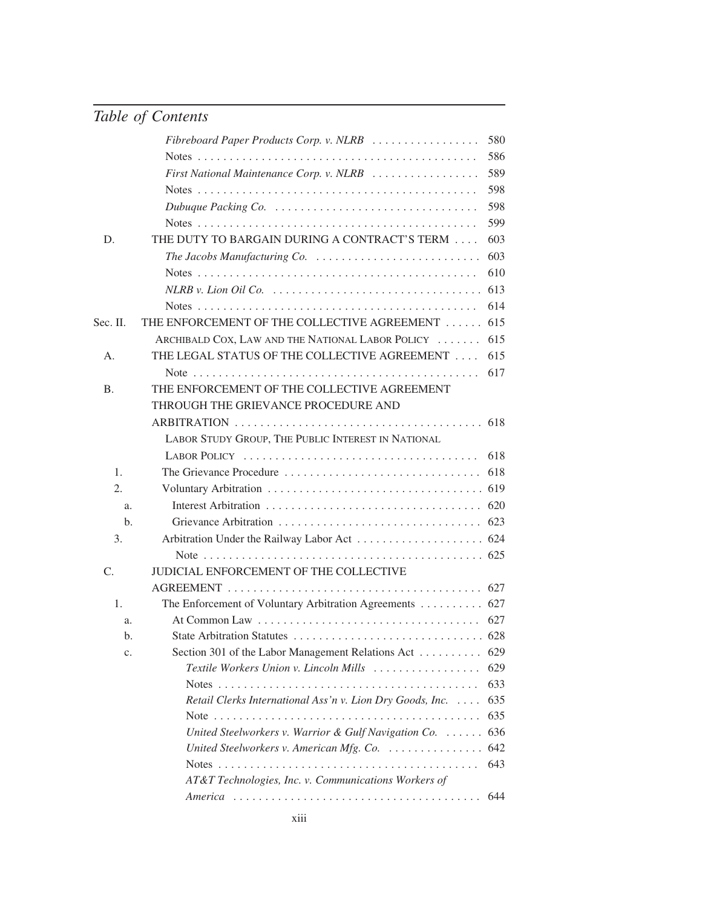## Table of Contents

| | | |
|---|---|---|
| | *Fibreboard Paper Products Corp. v. NLRB* | 580 |
| | Notes | 586 |
| | *First National Maintenance Corp. v. NLRB* | 589 |
| | Notes | 598 |
| | *Dubuque Packing Co.* | 598 |
| | Notes | 599 |
| D. | THE DUTY TO BARGAIN DURING A CONTRACT'S TERM | 603 |
| | *The Jacobs Manufacturing Co.* | 603 |
| | Notes | 610 |
| | *NLRB v. Lion Oil Co.* | 613 |
| | Notes | 614 |
| Sec. II. | THE ENFORCEMENT OF THE COLLECTIVE AGREEMENT | 615 |
| | ARCHIBALD COX, LAW AND THE NATIONAL LABOR POLICY | 615 |
| A. | THE LEGAL STATUS OF THE COLLECTIVE AGREEMENT | 615 |
| | Note | 617 |
| B. | THE ENFORCEMENT OF THE COLLECTIVE AGREEMENT THROUGH THE GRIEVANCE PROCEDURE AND ARBITRATION | 618 |
| | LABOR STUDY GROUP, THE PUBLIC INTEREST IN NATIONAL LABOR POLICY | 618 |
| 1. | The Grievance Procedure | 618 |
| 2. | Voluntary Arbitration | 619 |
| a. | Interest Arbitration | 620 |
| b. | Grievance Arbitration | 623 |
| 3. | Arbitration Under the Railway Labor Act | 624 |
| | Note | 625 |
| C. | JUDICIAL ENFORCEMENT OF THE COLLECTIVE AGREEMENT | 627 |
| 1. | The Enforcement of Voluntary Arbitration Agreements | 627 |
| a. | At Common Law | 627 |
| b. | State Arbitration Statutes | 628 |
| c. | Section 301 of the Labor Management Relations Act | 629 |
| | *Textile Workers Union v. Lincoln Mills* | 629 |
| | Notes | 633 |
| | *Retail Clerks International Ass'n v. Lion Dry Goods, Inc.* | 635 |
| | Note | 635 |
| | *United Steelworkers v. Warrior & Gulf Navigation Co.* | 636 |
| | *United Steelworkers v. American Mfg. Co.* | 642 |
| | Notes | 643 |
| | *AT&T Technologies, Inc. v. Communications Workers of America* | 644 |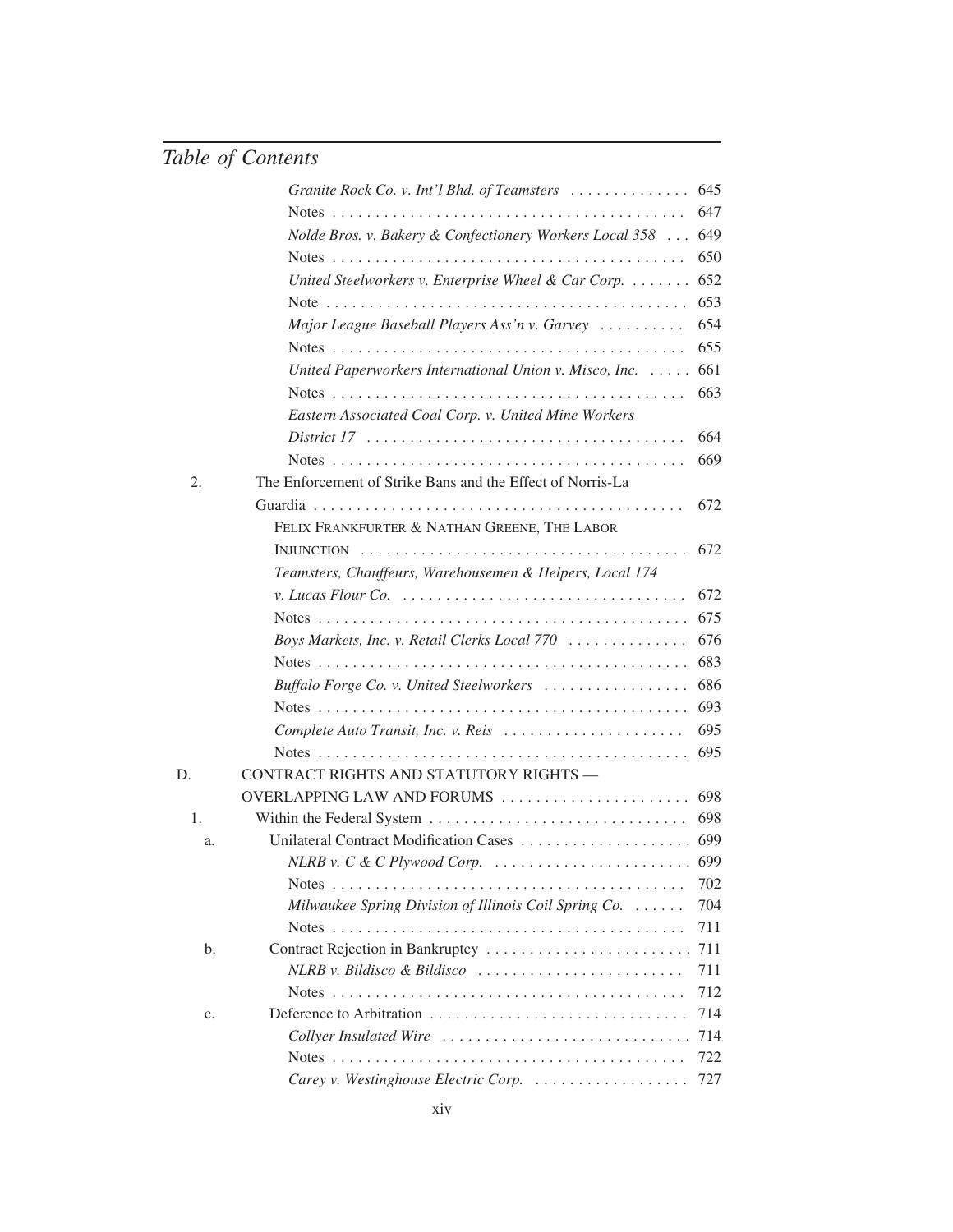## Table of Contents

*Granite Rock Co. v. Int'l Bhd. of Teamsters* . . . . . . . . . . . . . . 645
Notes . . . . . . . . . . . . . . . . . . . . . . . . . . . . . . . . . . . . . . . . . 647
*Nolde Bros. v. Bakery & Confectionery Workers Local 358* . . . 649
Notes . . . . . . . . . . . . . . . . . . . . . . . . . . . . . . . . . . . . . . . . . 650
*United Steelworkers v. Enterprise Wheel & Car Corp.* . . . . . . . 652
Note . . . . . . . . . . . . . . . . . . . . . . . . . . . . . . . . . . . . . . . . . . 653
*Major League Baseball Players Ass'n v. Garvey* . . . . . . . . . . 654
Notes . . . . . . . . . . . . . . . . . . . . . . . . . . . . . . . . . . . . . . . . . 655
*United Paperworkers International Union v. Misco, Inc.* . . . . . 661
Notes . . . . . . . . . . . . . . . . . . . . . . . . . . . . . . . . . . . . . . . . . 663
*Eastern Associated Coal Corp. v. United Mine Workers District 17* . . . . . . . . . . . . . . . . . . . . . . . . . . . . . . . . . . . . . 664
Notes . . . . . . . . . . . . . . . . . . . . . . . . . . . . . . . . . . . . . . . . . 669

2. The Enforcement of Strike Bans and the Effect of Norris-La Guardia . . . . . . . . . . . . . . . . . . . . . . . . . . . . . . . . . . . . . . . . . . 672

FELIX FRANKFURTER & NATHAN GREENE, THE LABOR INJUNCTION . . . . . . . . . . . . . . . . . . . . . . . . . . . . . . . . . . . . . . 672
*Teamsters, Chauffeurs, Warehousemen & Helpers, Local 174 v. Lucas Flour Co.* . . . . . . . . . . . . . . . . . . . . . . . . . . . . . . . . . 672
Notes . . . . . . . . . . . . . . . . . . . . . . . . . . . . . . . . . . . . . . . . . . 675
*Boys Markets, Inc. v. Retail Clerks Local 770* . . . . . . . . . . . . . 676
Notes . . . . . . . . . . . . . . . . . . . . . . . . . . . . . . . . . . . . . . . . . . 683
*Buffalo Forge Co. v. United Steelworkers* . . . . . . . . . . . . . . . . . 686
Notes . . . . . . . . . . . . . . . . . . . . . . . . . . . . . . . . . . . . . . . . . . 693
*Complete Auto Transit, Inc. v. Reis* . . . . . . . . . . . . . . . . . . . . . 695
Notes . . . . . . . . . . . . . . . . . . . . . . . . . . . . . . . . . . . . . . . . . . 695

D. CONTRACT RIGHTS AND STATUTORY RIGHTS — OVERLAPPING LAW AND FORUMS . . . . . . . . . . . . . . . . . . . . . . 698

1. Within the Federal System . . . . . . . . . . . . . . . . . . . . . . . . . . . . . 698

a. Unilateral Contract Modification Cases . . . . . . . . . . . . . . . . . . . . 699
*NLRB v. C & C Plywood Corp.* . . . . . . . . . . . . . . . . . . . . . . . 699
Notes . . . . . . . . . . . . . . . . . . . . . . . . . . . . . . . . . . . . . . . . . . 702
*Milwaukee Spring Division of Illinois Coil Spring Co.* . . . . . . 704
Notes . . . . . . . . . . . . . . . . . . . . . . . . . . . . . . . . . . . . . . . . . . 711

b. Contract Rejection in Bankruptcy . . . . . . . . . . . . . . . . . . . . . . . . 711
*NLRB v. Bildisco & Bildisco* . . . . . . . . . . . . . . . . . . . . . . . . 711
Notes . . . . . . . . . . . . . . . . . . . . . . . . . . . . . . . . . . . . . . . . . . 712

c. Deference to Arbitration . . . . . . . . . . . . . . . . . . . . . . . . . . . . . . 714
*Collyer Insulated Wire* . . . . . . . . . . . . . . . . . . . . . . . . . . . . . 714
Notes . . . . . . . . . . . . . . . . . . . . . . . . . . . . . . . . . . . . . . . . . . 722
*Carey v. Westinghouse Electric Corp.* . . . . . . . . . . . . . . . . . . 727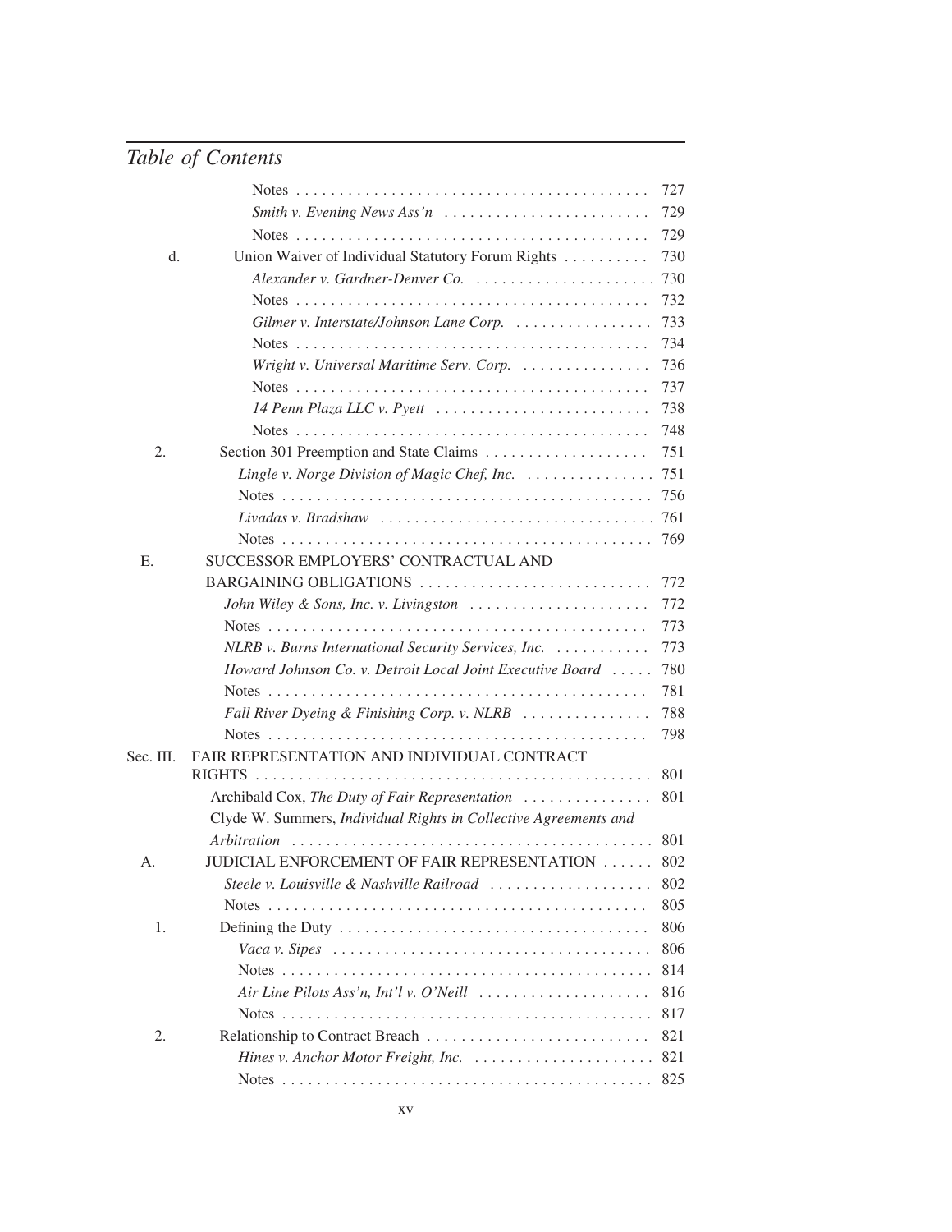## Table of Contents

| | | |
|---|---|---|
| | Notes | 727 |
| | *Smith v. Evening News Ass'n* | 729 |
| | Notes | 729 |
| d. | Union Waiver of Individual Statutory Forum Rights | 730 |
| | *Alexander v. Gardner-Denver Co.* | 730 |
| | Notes | 732 |
| | *Gilmer v. Interstate/Johnson Lane Corp.* | 733 |
| | Notes | 734 |
| | *Wright v. Universal Maritime Serv. Corp.* | 736 |
| | Notes | 737 |
| | *14 Penn Plaza LLC v. Pyett* | 738 |
| | Notes | 748 |
| 2. | Section 301 Preemption and State Claims | 751 |
| | *Lingle v. Norge Division of Magic Chef, Inc.* | 751 |
| | Notes | 756 |
| | *Livadas v. Bradshaw* | 761 |
| | Notes | 769 |
| E. | SUCCESSOR EMPLOYERS' CONTRACTUAL AND BARGAINING OBLIGATIONS | 772 |
| | *John Wiley & Sons, Inc. v. Livingston* | 772 |
| | Notes | 773 |
| | *NLRB v. Burns International Security Services, Inc.* | 773 |
| | *Howard Johnson Co. v. Detroit Local Joint Executive Board* | 780 |
| | Notes | 781 |
| | *Fall River Dyeing & Finishing Corp. v. NLRB* | 788 |
| | Notes | 798 |
| Sec. III. | FAIR REPRESENTATION AND INDIVIDUAL CONTRACT RIGHTS | 801 |
| | Archibald Cox, *The Duty of Fair Representation* | 801 |
| | Clyde W. Summers, *Individual Rights in Collective Agreements and Arbitration* | 801 |
| A. | JUDICIAL ENFORCEMENT OF FAIR REPRESENTATION | 802 |
| | *Steele v. Louisville & Nashville Railroad* | 802 |
| | Notes | 805 |
| 1. | Defining the Duty | 806 |
| | *Vaca v. Sipes* | 806 |
| | Notes | 814 |
| | *Air Line Pilots Ass'n, Int'l v. O'Neill* | 816 |
| | Notes | 817 |
| 2. | Relationship to Contract Breach | 821 |
| | *Hines v. Anchor Motor Freight, Inc.* | 821 |
| | Notes | 825 |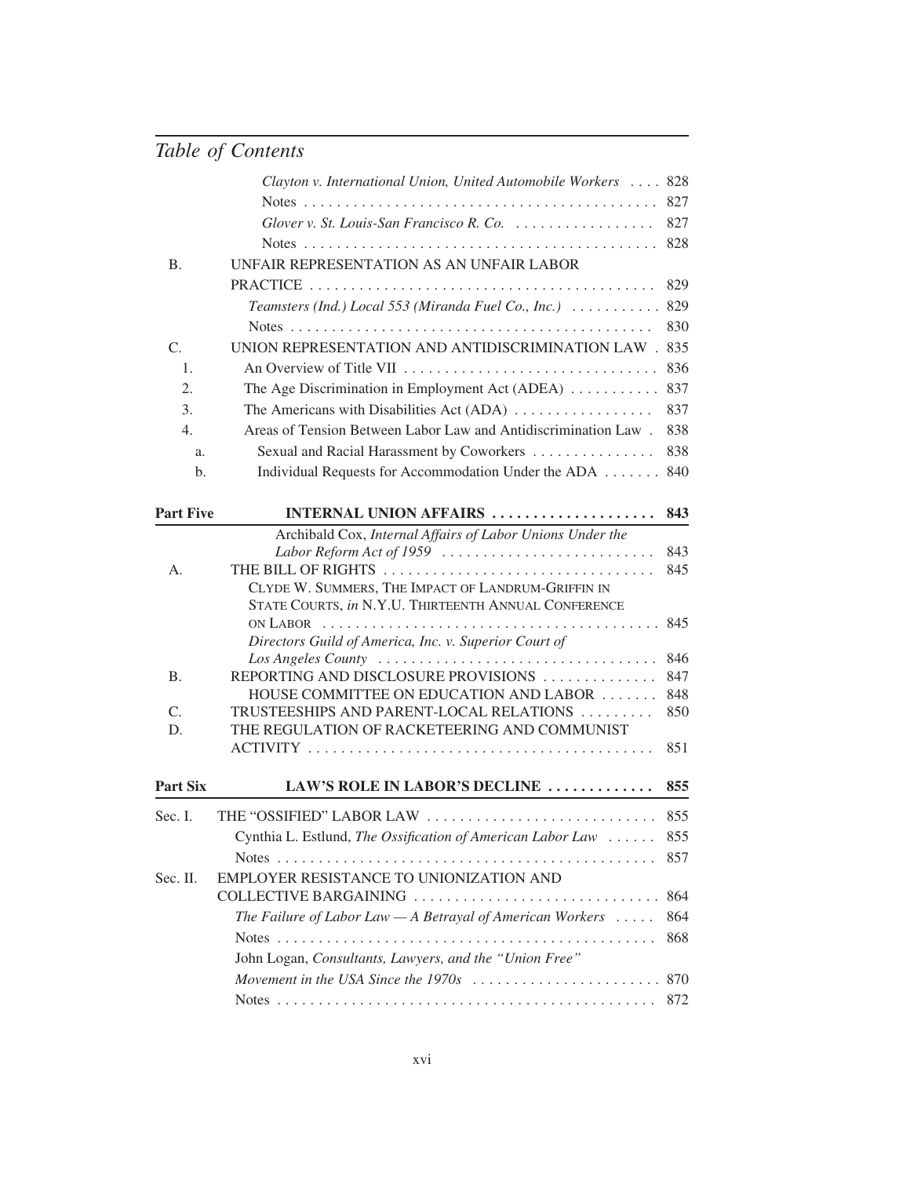## Table of Contents

| | | |
|---|---|---|
| | *Clayton v. International Union, United Automobile Workers* | 828 |
| | Notes | 827 |
| | *Glover v. St. Louis-San Francisco R. Co.* | 827 |
| | Notes | 828 |
| B. | UNFAIR REPRESENTATION AS AN UNFAIR LABOR PRACTICE | 829 |
| | *Teamsters (Ind.) Local 553 (Miranda Fuel Co., Inc.)* | 829 |
| | Notes | 830 |
| C. | UNION REPRESENTATION AND ANTIDISCRIMINATION LAW | 835 |
| 1. | An Overview of Title VII | 836 |
| 2. | The Age Discrimination in Employment Act (ADEA) | 837 |
| 3. | The Americans with Disabilities Act (ADA) | 837 |
| 4. | Areas of Tension Between Labor Law and Antidiscrimination Law | 838 |
| a. | Sexual and Racial Harassment by Coworkers | 838 |
| b. | Individual Requests for Accommodation Under the ADA | 840 |
| **Part Five** | **INTERNAL UNION AFFAIRS** | **843** |
| | Archibald Cox, *Internal Affairs of Labor Unions Under the Labor Reform Act of 1959* | 843 |
| A. | THE BILL OF RIGHTS | 845 |
| | CLYDE W. SUMMERS, THE IMPACT OF LANDRUM-GRIFFIN IN STATE COURTS, *in* N.Y.U. THIRTEENTH ANNUAL CONFERENCE ON LABOR | 845 |
| | *Directors Guild of America, Inc. v. Superior Court of Los Angeles County* | 846 |
| B. | REPORTING AND DISCLOSURE PROVISIONS | 847 |
| | HOUSE COMMITTEE ON EDUCATION AND LABOR | 848 |
| C. | TRUSTEESHIPS AND PARENT-LOCAL RELATIONS | 850 |
| D. | THE REGULATION OF RACKETEERING AND COMMUNIST ACTIVITY | 851 |
| **Part Six** | **LAW'S ROLE IN LABOR'S DECLINE** | **855** |
| Sec. I. | THE "OSSIFIED" LABOR LAW | 855 |
| | Cynthia L. Estlund, *The Ossification of American Labor Law* | 855 |
| | Notes | 857 |
| Sec. II. | EMPLOYER RESISTANCE TO UNIONIZATION AND COLLECTIVE BARGAINING | 864 |
| | *The Failure of Labor Law — A Betrayal of American Workers* | 864 |
| | Notes | 868 |
| | John Logan, *Consultants, Lawyers, and the "Union Free" Movement in the USA Since the 1970s* | 870 |
| | Notes | 872 |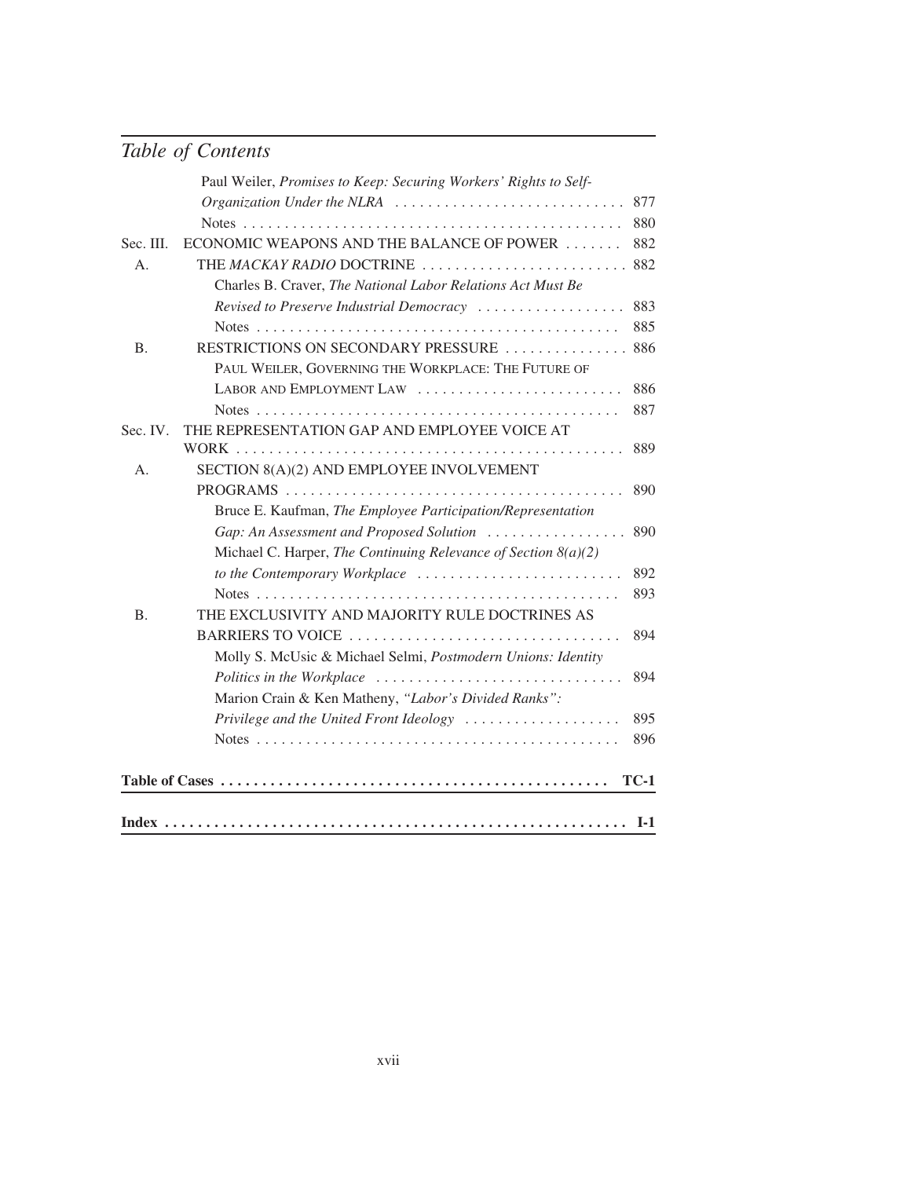# *Table of Contents*

Paul Weiler, *Promises to Keep: Securing Workers' Rights to Self-Organization Under the NLRA* . . . . . . . . . . . . . . . . . . . . . . . . . . . . 877

Notes . . . . . . . . . . . . . . . . . . . . . . . . . . . . . . . . . . . . . . . . . . . . . . 880

Sec. III. ECONOMIC WEAPONS AND THE BALANCE OF POWER . . . . . . . 882

A. THE *MACKAY RADIO* DOCTRINE . . . . . . . . . . . . . . . . . . . . . . . . . 882

Charles B. Craver, *The National Labor Relations Act Must Be Revised to Preserve Industrial Democracy* . . . . . . . . . . . . . . . . . . 883

Notes . . . . . . . . . . . . . . . . . . . . . . . . . . . . . . . . . . . . . . . . . . . . . . 885

B. RESTRICTIONS ON SECONDARY PRESSURE . . . . . . . . . . . . . . . 886

Paul Weiler, Governing the Workplace: The Future of Labor and Employment Law . . . . . . . . . . . . . . . . . . . . . . . . . 886

Notes . . . . . . . . . . . . . . . . . . . . . . . . . . . . . . . . . . . . . . . . . . . . . . 887

Sec. IV. THE REPRESENTATION GAP AND EMPLOYEE VOICE AT WORK . . . . . . . . . . . . . . . . . . . . . . . . . . . . . . . . . . . . . . . . . . . . . . . 889

A. SECTION 8(A)(2) AND EMPLOYEE INVOLVEMENT PROGRAMS . . . . . . . . . . . . . . . . . . . . . . . . . . . . . . . . . . . . . . . . . . 890

Bruce E. Kaufman, *The Employee Participation/Representation Gap: An Assessment and Proposed Solution* . . . . . . . . . . . . . . . . . 890

Michael C. Harper, *The Continuing Relevance of Section 8(a)(2) to the Contemporary Workplace* . . . . . . . . . . . . . . . . . . . . . . . . . 892

Notes . . . . . . . . . . . . . . . . . . . . . . . . . . . . . . . . . . . . . . . . . . . . . . 893

B. THE EXCLUSIVITY AND MAJORITY RULE DOCTRINES AS BARRIERS TO VOICE . . . . . . . . . . . . . . . . . . . . . . . . . . . . . . . . . 894

Molly S. McUsic & Michael Selmi, *Postmodern Unions: Identity Politics in the Workplace* . . . . . . . . . . . . . . . . . . . . . . . . . . . . . . 894

Marion Crain & Ken Matheny, *"Labor's Divided Ranks": Privilege and the United Front Ideology* . . . . . . . . . . . . . . . . . . . 895

Notes . . . . . . . . . . . . . . . . . . . . . . . . . . . . . . . . . . . . . . . . . . . . . . 896

**Table of Cases . . . . . . . . . . . . . . . . . . . . . . . . . . . . . . . . . . . . . . . . . . . . . . . TC-1**

**Index . . . . . . . . . . . . . . . . . . . . . . . . . . . . . . . . . . . . . . . . . . . . . . . . . . . . . . . I-1**